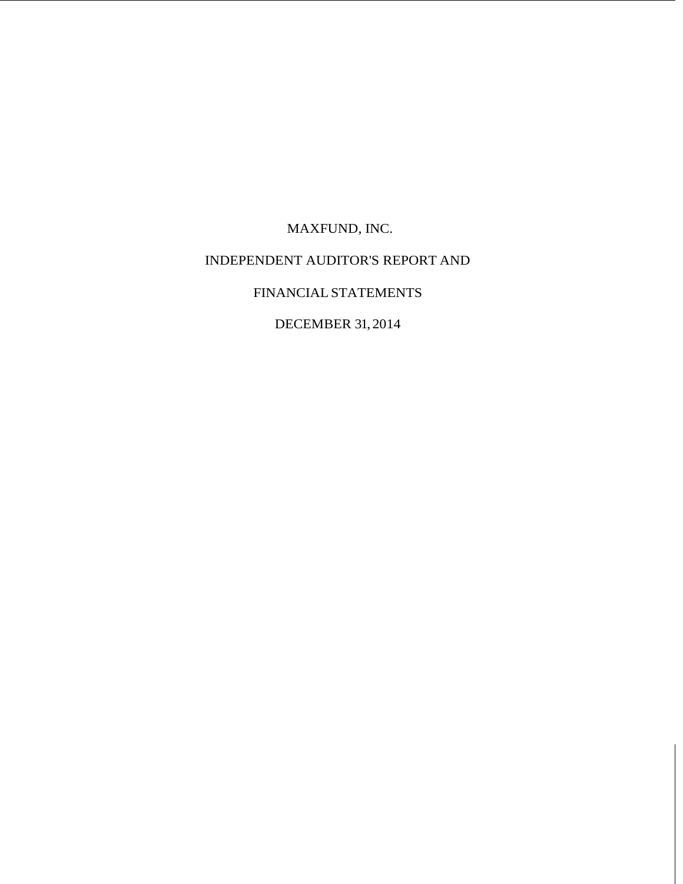# MAXFUND, INC.

## INDEPENDENT AUDITOR'S REPORT AND

## FINANCIAL STATEMENTS

## DECEMBER 31, 2014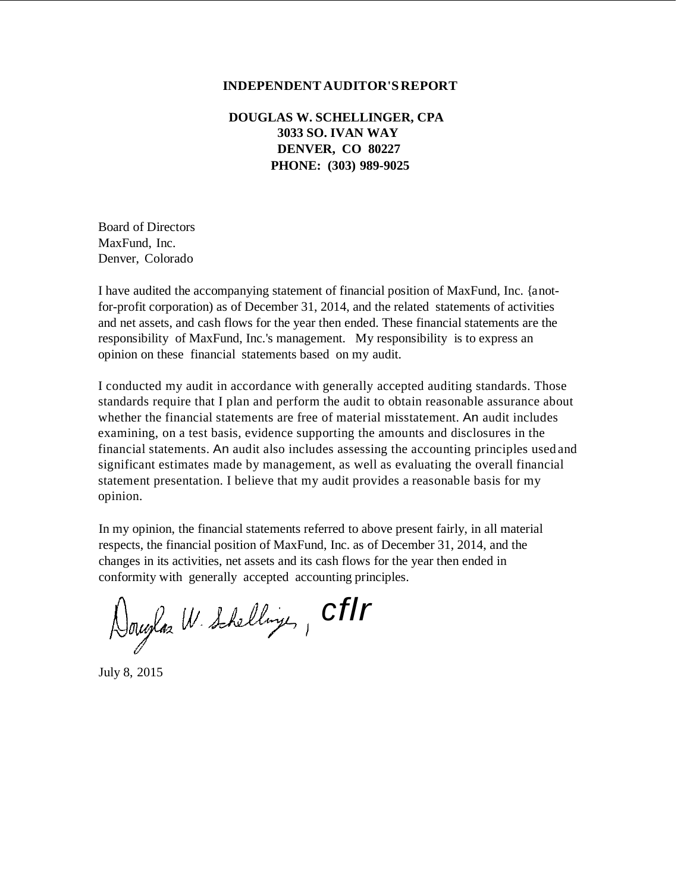**INDEPENDENT AUDITOR'S REPORT**

**DOUGLAS W. SCHELLINGER, CPA**
**3033 SO. IVAN WAY**
**DENVER, CO 80227**
**PHONE: (303) 989-9025**

Board of Directors
MaxFund, Inc.
Denver, Colorado

I have audited the accompanying statement of financial position of MaxFund, Inc. {a not-for-profit corporation) as of December 31, 2014, and the related statements of activities and net assets, and cash flows for the year then ended. These financial statements are the responsibility of MaxFund, Inc.'s management. My responsibility is to express an opinion on these financial statements based on my audit.

I conducted my audit in accordance with generally accepted auditing standards. Those standards require that I plan and perform the audit to obtain reasonable assurance about whether the financial statements are free of material misstatement. An audit includes examining, on a test basis, evidence supporting the amounts and disclosures in the financial statements. An audit also includes assessing the accounting principles used and significant estimates made by management, as well as evaluating the overall financial statement presentation. I believe that my audit provides a reasonable basis for my opinion.

In my opinion, the financial statements referred to above present fairly, in all material respects, the financial position of MaxFund, Inc. as of December 31, 2014, and the changes in its activities, net assets and its cash flows for the year then ended in conformity with generally accepted accounting principles.

Douglas W. Schellinger, cflr

July 8, 2015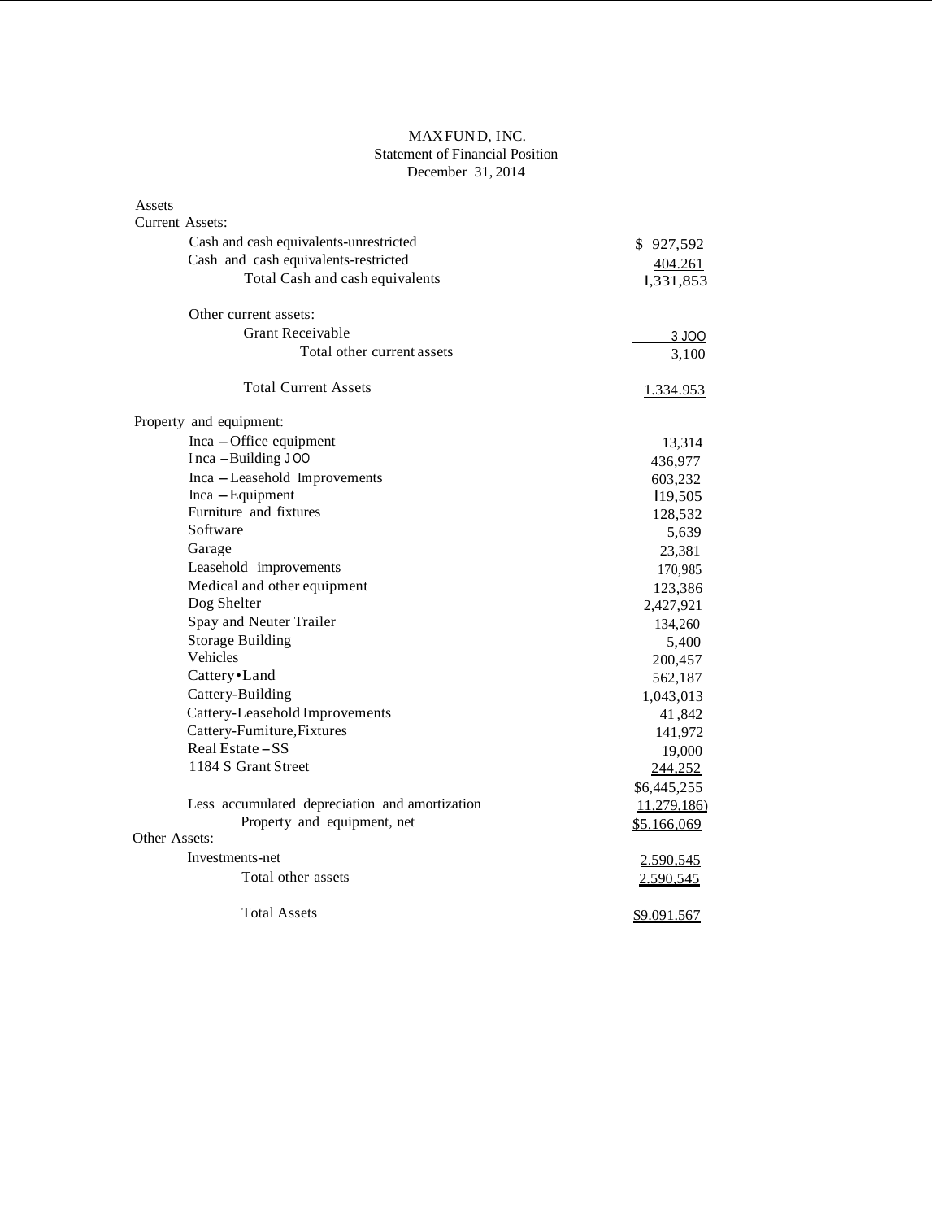MAXFUND, INC.
Statement of Financial Position
December 31, 2014

| | |
|---|---|
| Assets | |
| Current Assets: | |
| Cash and cash equivalents-unrestricted | $ 927,592 |
| Cash and cash equivalents-restricted | 404.261 |
| Total Cash and cash equivalents | I,331,853 |
| | |
| Other current assets: | |
| Grant Receivable | 3 JOO |
| Total other current assets | 3,100 |
| | |
| Total Current Assets | 1.334.953 |
| | |
| Property and equipment: | |
| Inca – Office equipment | 13,314 |
| I nca – Building J OO | 436,977 |
| Inca – Leasehold Improvements | 603,232 |
| Inca – Equipment | I19,505 |
| Furniture and fixtures | 128,532 |
| Software | 5,639 |
| Garage | 23,381 |
| Leasehold improvements | 170,985 |
| Medical and other equipment | 123,386 |
| Dog Shelter | 2,427,921 |
| Spay and Neuter Trailer | 134,260 |
| Storage Building | 5,400 |
| Vehicles | 200,457 |
| Cattery•Land | 562,187 |
| Cattery-Building | 1,043,013 |
| Cattery-Leasehold Improvements | 41 ,842 |
| Cattery-Fumiture,Fixtures | 141,972 |
| Real Estate – SS | 19,000 |
| 1184 S Grant Street | 244,252 |
| | $6,445,255 |
| Less accumulated depreciation and amortization | 11,279,186) |
| Property and equipment, net | $5.166,069 |
| Other Assets: | |
| Investments-net | 2.590,545 |
| Total other assets | 2.590,545 |
| | |
| Total Assets | $9.091.567 |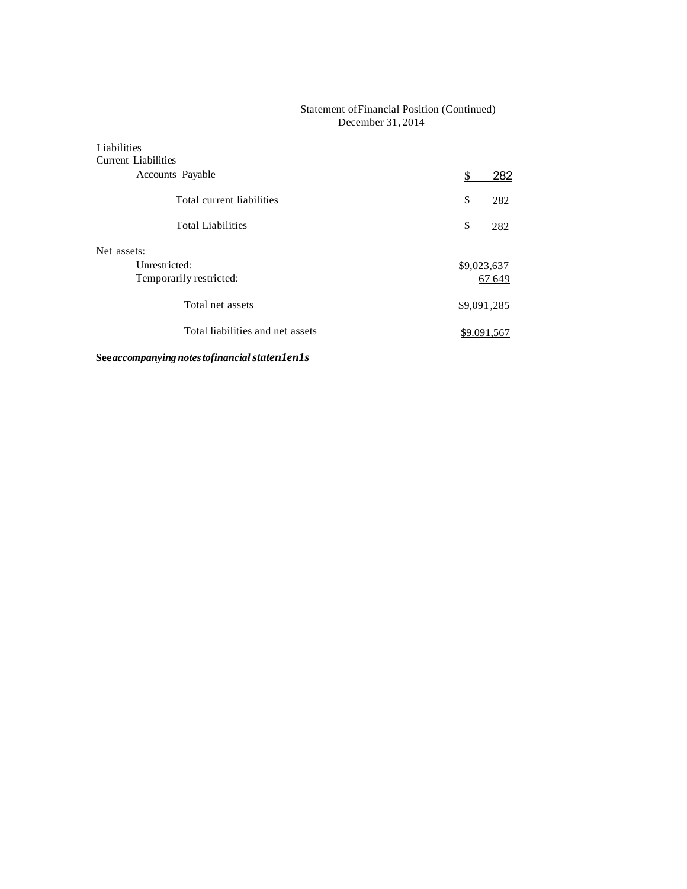Statement of Financial Position (Continued)
December 31, 2014

| | |
|---|---|
| Liabilities | |
| Current Liabilities | |
| Accounts Payable | $ 282 |
| Total current liabilities | $ 282 |
| Total Liabilities | $ 282 |
| Net assets: | |
| Unrestricted: | $9,023,637 |
| Temporarily restricted: | 67 649 |
| Total net assets | $9,091,285 |
| Total liabilities and net assets | $9.091,567 |

**See** ***accompanying notes to financial staten1en1s***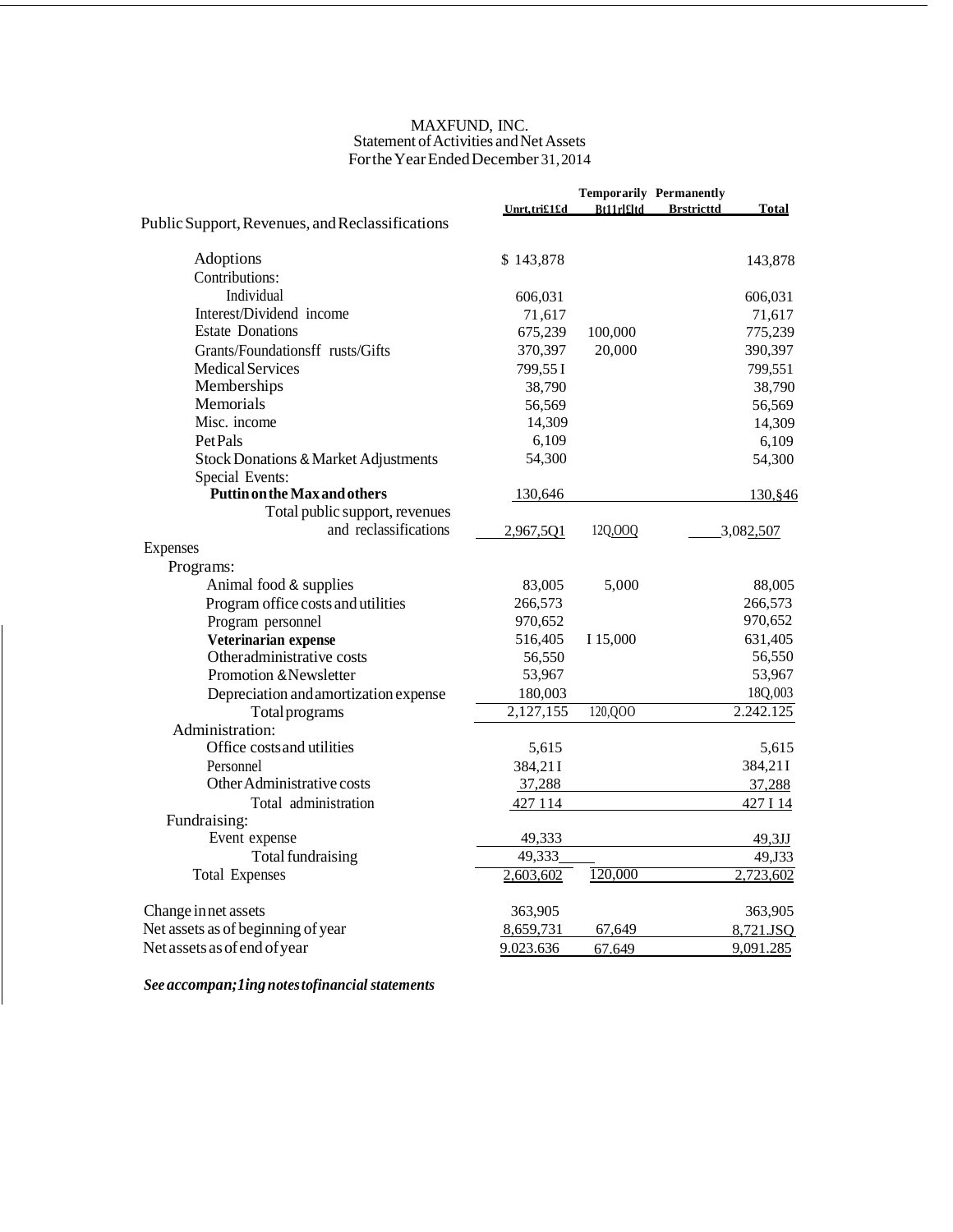# MAXFUND, INC.
## Statement of Activities and Net Assets
### For the Year Ended December 31, 2014

| | Unrestricted | Temporarily Restricted | Permanently Restricted | Total |
|---|---|---|---|---|
| **Public Support, Revenues, and Reclassifications** | | | | |
| Adoptions | $ 143,878 | | | 143,878 |
| Contributions: | | | | |
| Individual | 606,031 | | | 606,031 |
| Interest/Dividend income | 71,617 | | | 71,617 |
| Estate Donations | 675,239 | 100,000 | | 775,239 |
| Grants/Foundations/Trusts/Gifts | 370,397 | 20,000 | | 390,397 |
| Medical Services | 799,551 | | | 799,551 |
| Memberships | 38,790 | | | 38,790 |
| Memorials | 56,569 | | | 56,569 |
| Misc. income | 14,309 | | | 14,309 |
| Pet Pals | 6,109 | | | 6,109 |
| Stock Donations & Market Adjustments | 54,300 | | | 54,300 |
| Special Events: | | | | |
| **Puttin on the Max and others** | 130,646 | | | 130,646 |
| Total public support, revenues and reclassifications | 2,967,501 | 120,000 | | 3,082,507 |
| **Expenses** | | | | |
| Programs: | | | | |
| Animal food & supplies | 83,005 | 5,000 | | 88,005 |
| Program office costs and utilities | 266,573 | | | 266,573 |
| Program personnel | 970,652 | | | 970,652 |
| **Veterinarian expense** | 516,405 | 115,000 | | 631,405 |
| Other administrative costs | 56,550 | | | 56,550 |
| Promotion & Newsletter | 53,967 | | | 53,967 |
| Depreciation and amortization expense | 180,003 | | | 180,003 |
| Total programs | 2,127,155 | 120,000 | | 2.242.125 |
| Administration: | | | | |
| Office costs and utilities | 5,615 | | | 5,615 |
| Personnel | 384,211 | | | 384,211 |
| Other Administrative costs | 37,288 | | | 37,288 |
| Total administration | 427 114 | | | 427 114 |
| Fundraising: | | | | |
| Event expense | 49,333 | | | 49,333 |
| Total fundraising | 49,333 | | | 49,333 |
| Total Expenses | 2,603,602 | 120,000 | | 2,723,602 |
| Change in net assets | 363,905 | | | 363,905 |
| Net assets as of beginning of year | 8,659,731 | 67,649 | | 8,721,380 |
| Net assets as of end of year | 9.023.636 | 67.649 | | 9,091.285 |

***See accompanying notes to financial statements***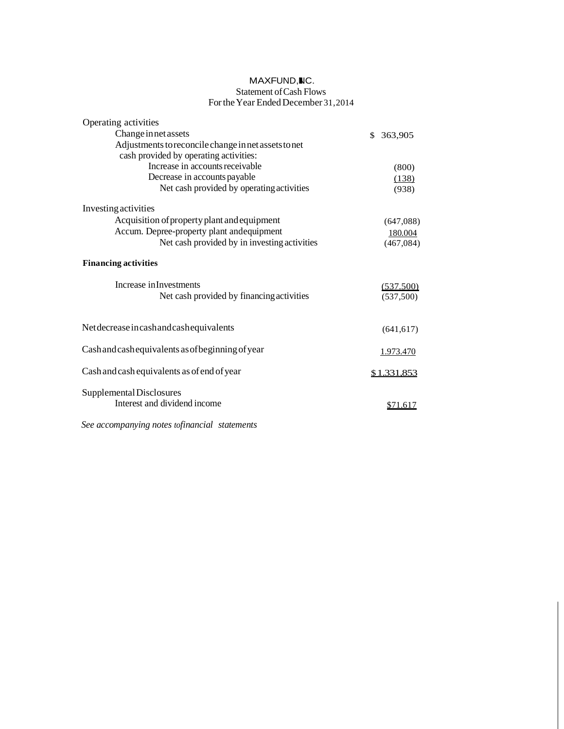# MAXFUND, INC.

## Statement of Cash Flows

### For the Year Ended December 31, 2014

| | |
|---|---|
| Operating activities | |
| Change in net assets | $ 363,905 |
| Adjustments to reconcile change in net assets to net cash provided by operating activities: | |
| Increase in accounts receivable | (800) |
| Decrease in accounts payable | (138) |
| Net cash provided by operating activities | (938) |
| Investing activities | |
| Acquisition of property plant and equipment | (647,088) |
| Accum. Depree-property plant and equipment | 180.004 |
| Net cash provided by in investing activities | (467,084) |
| **Financing activities** | |
| Increase in Investments | (537.500) |
| Net cash provided by financing activities | (537,500) |
| Net decrease in cash and cash equivalents | (641,617) |
| Cash and cash equivalents as of beginning of year | 1.973.470 |
| Cash and cash equivalents as of end of year | $ 1.331,853 |
| Supplemental Disclosures | |
| Interest and dividend income | $71.617 |

*See accompanying notes to financial statements*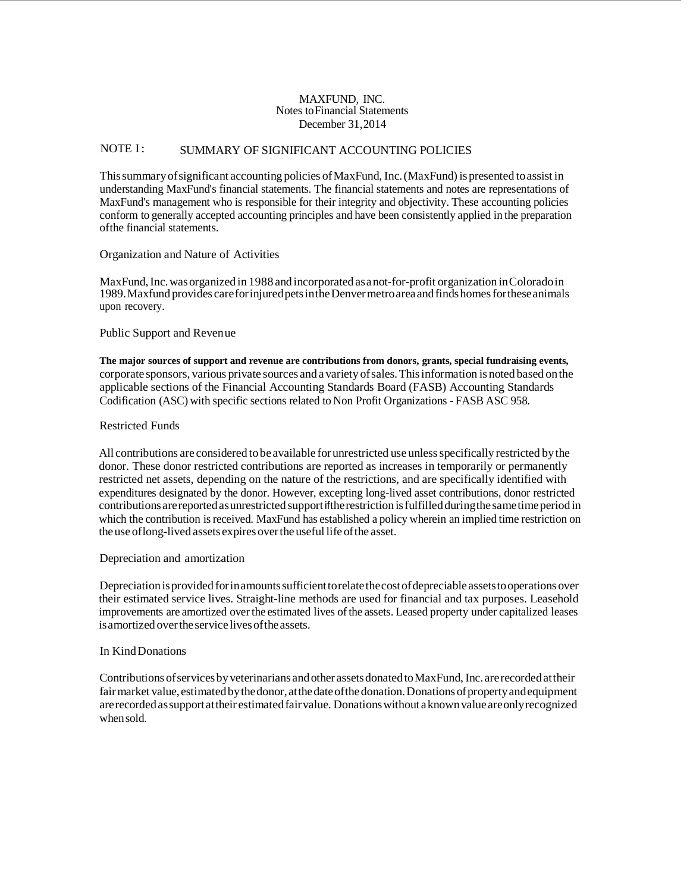# MAXFUND, INC.

Notes to Financial Statements

December 31, 2014

## NOTE I: SUMMARY OF SIGNIFICANT ACCOUNTING POLICIES

This summary of significant accounting policies of MaxFund, Inc. (MaxFund) is presented to assist in understanding MaxFund's financial statements. The financial statements and notes are representations of MaxFund's management who is responsible for their integrity and objectivity. These accounting policies conform to generally accepted accounting principles and have been consistently applied in the preparation of the financial statements.

### Organization and Nature of Activities

MaxFund, Inc. was organized in 1988 and incorporated as a not-for-profit organization in Colorado in 1989. Maxfund provides care for injured pets in the Denver metro area and finds homes for these animals upon recovery.

### Public Support and Revenue

**The major sources of support and revenue are contributions from donors, grants, special fundraising events,** corporate sponsors, various private sources and a variety of sales. This information is noted based on the applicable sections of the Financial Accounting Standards Board (FASB) Accounting Standards Codification (ASC) with specific sections related to Non Profit Organizations - FASB ASC 958.

### Restricted Funds

All contributions are considered to be available for unrestricted use unless specifically restricted by the donor. These donor restricted contributions are reported as increases in temporarily or permanently restricted net assets, depending on the nature of the restrictions, and are specifically identified with expenditures designated by the donor. However, excepting long-lived asset contributions, donor restricted contributions are reported as unrestricted support if the restriction is fulfilled during the same time period in which the contribution is received. MaxFund has established a policy wherein an implied time restriction on the use of long-lived assets expires over the useful life of the asset.

### Depreciation and amortization

Depreciation is provided for in amounts sufficient to relate the cost of depreciable assets to operations over their estimated service lives. Straight-line methods are used for financial and tax purposes. Leasehold improvements are amortized over the estimated lives of the assets. Leased property under capitalized leases is amortized over the service lives of the assets.

### In Kind Donations

Contributions of services by veterinarians and other assets donated to MaxFund, Inc. are recorded at their fair market value, estimated by the donor, at the date of the donation. Donations of property and equipment are recorded as support at their estimated fair value. Donations without a known value are only recognized when sold.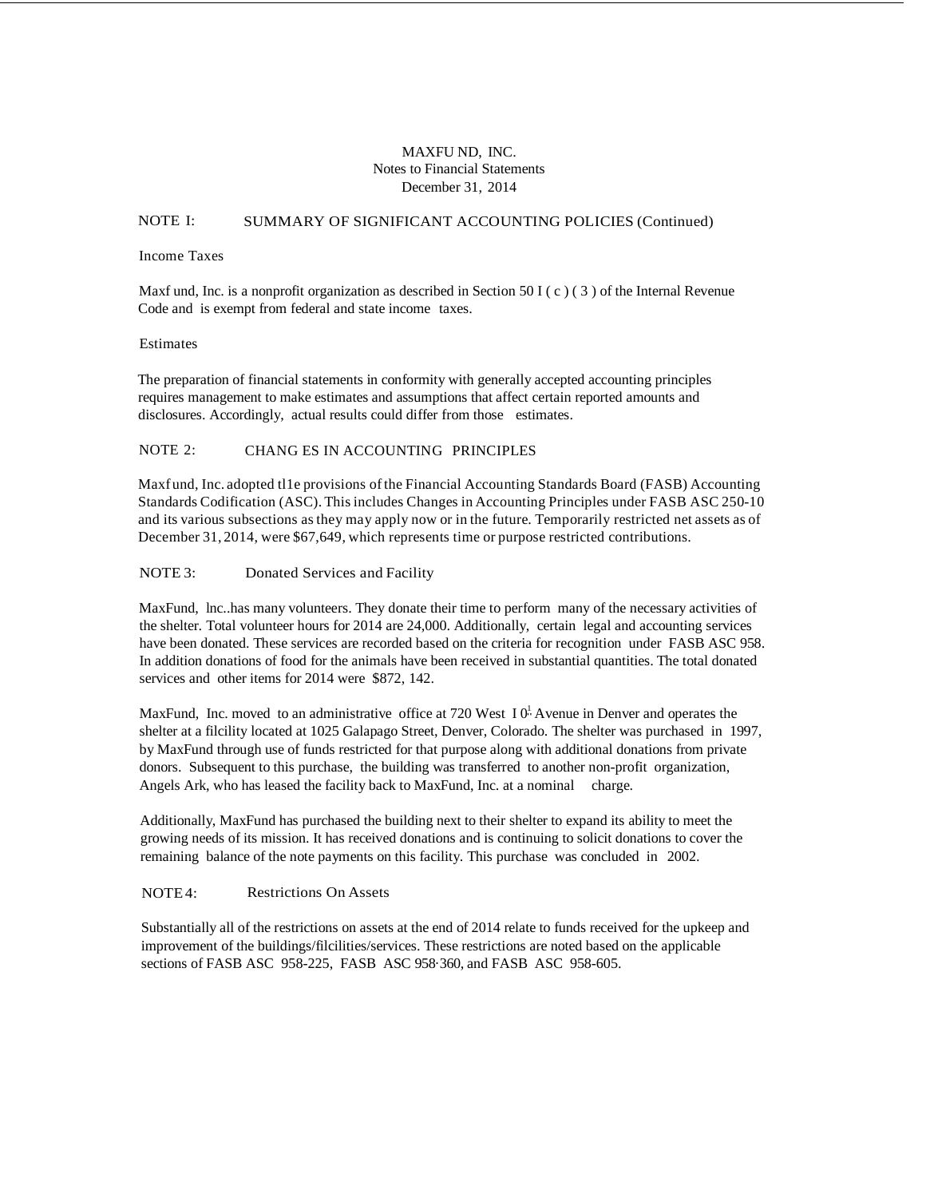MAXFU ND, INC.
Notes to Financial Statements
December 31, 2014

NOTE I: SUMMARY OF SIGNIFICANT ACCOUNTING POLICIES (Continued)

Income Taxes

Maxf und, Inc. is a nonprofit organization as described in Section 50 I ( c ) ( 3 ) of the Internal Revenue Code and is exempt from federal and state income taxes.

Estimates

The preparation of financial statements in conformity with generally accepted accounting principles requires management to make estimates and assumptions that affect certain reported amounts and disclosures. Accordingly, actual results could differ from those estimates.

NOTE 2: CHANG ES IN ACCOUNTING PRINCIPLES

Maxf und, Inc. adopted tl1e provisions of the Financial Accounting Standards Board (FASB) Accounting Standards Codification (ASC). This includes Changes in Accounting Principles under FASB ASC 250-10 and its various subsections as they may apply now or in the future. Temporarily restricted net assets as of December 31, 2014, were $67,649, which represents time or purpose restricted contributions.

NOTE 3: Donated Services and Facility

MaxFund, lnc..has many volunteers. They donate their time to perform many of the necessary activities of the shelter. Total volunteer hours for 2014 are 24,000. Additionally, certain legal and accounting services have been donated. These services are recorded based on the criteria for recognition under FASB ASC 958. In addition donations of food for the animals have been received in substantial quantities. The total donated services and other items for 2014 were $872, 142.

MaxFund, Inc. moved to an administrative office at 720 West I 0[1] Avenue in Denver and operates the shelter at a filcility located at 1025 Galapago Street, Denver, Colorado. The shelter was purchased in 1997, by MaxFund through use of funds restricted for that purpose along with additional donations from private donors. Subsequent to this purchase, the building was transferred to another non-profit organization, Angels Ark, who has leased the facility back to MaxFund, Inc. at a nominal charge.

Additionally, MaxFund has purchased the building next to their shelter to expand its ability to meet the growing needs of its mission. It has received donations and is continuing to solicit donations to cover the remaining balance of the note payments on this facility. This purchase was concluded in 2002.

NOTE 4: Restrictions On Assets

Substantially all of the restrictions on assets at the end of 2014 relate to funds received for the upkeep and improvement of the buildings/filcilities/services. These restrictions are noted based on the applicable sections of FASB ASC 958-225, FASB ASC 958·360, and FASB ASC 958-605.